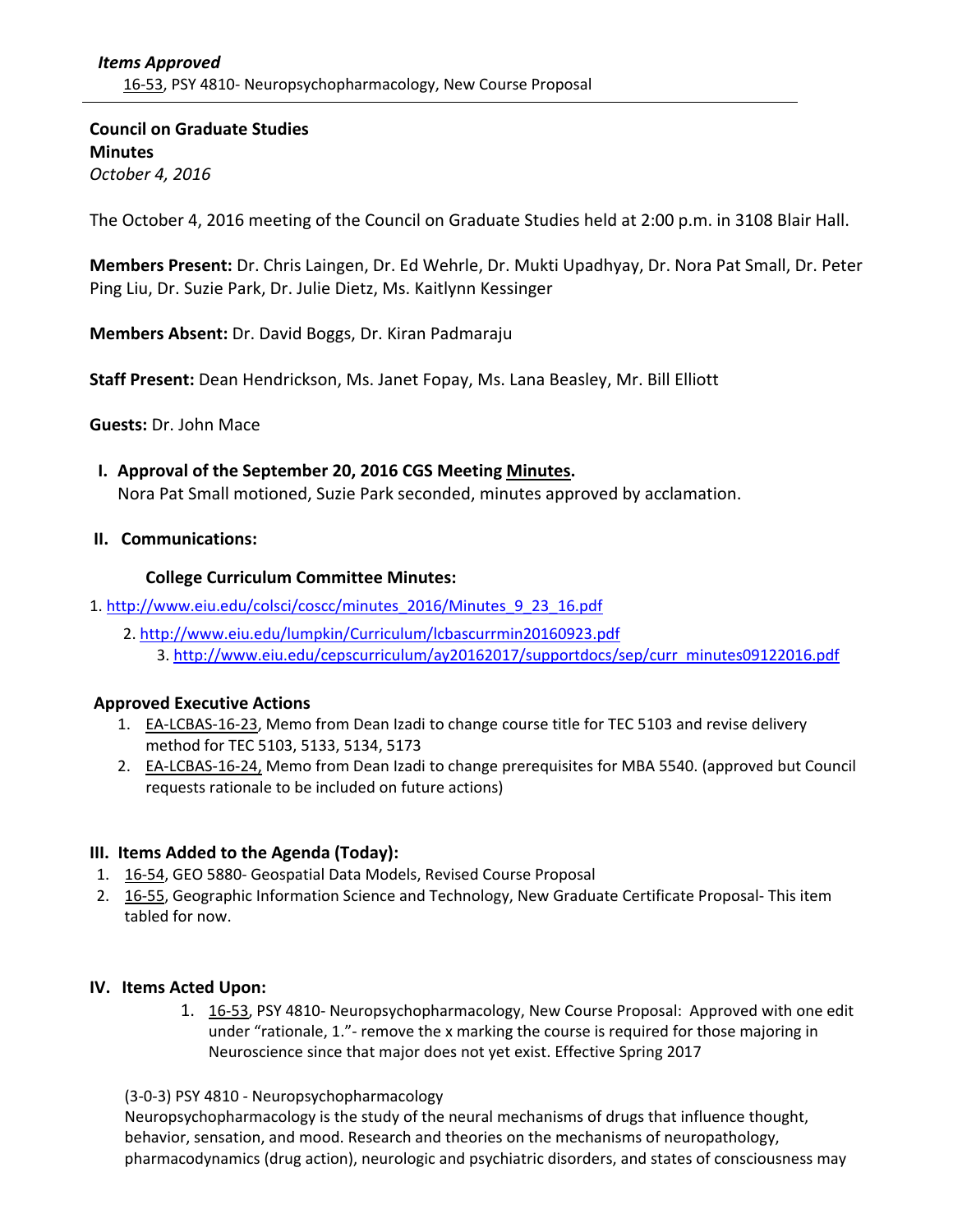*Items Approved*

16-53, PSY 4810- Neuropsychopharmacology, New Course Proposal

---

**Council on Graduate Studies**
**Minutes**
*October 4, 2016*

The October 4, 2016 meeting of the Council on Graduate Studies held at 2:00 p.m. in 3108 Blair Hall.

**Members Present:** Dr. Chris Laingen, Dr. Ed Wehrle, Dr. Mukti Upadhyay, Dr. Nora Pat Small, Dr. Peter Ping Liu, Dr. Suzie Park, Dr. Julie Dietz, Ms. Kaitlynn Kessinger

**Members Absent:** Dr. David Boggs, Dr. Kiran Padmaraju

**Staff Present:** Dean Hendrickson, Ms. Janet Fopay, Ms. Lana Beasley, Mr. Bill Elliott

**Guests:** Dr. John Mace

**I. Approval of the September 20, 2016 CGS Meeting Minutes.**
Nora Pat Small motioned, Suzie Park seconded, minutes approved by acclamation.

**II. Communications:**

**College Curriculum Committee Minutes:**

1. http://www.eiu.edu/colsci/coscc/minutes_2016/Minutes_9_23_16.pdf
2. http://www.eiu.edu/lumpkin/Curriculum/lcbascurrmin20160923.pdf
3. http://www.eiu.edu/cepscurriculum/ay20162017/supportdocs/sep/curr_minutes09122016.pdf

**Approved Executive Actions**

1. EA-LCBAS-16-23, Memo from Dean Izadi to change course title for TEC 5103 and revise delivery method for TEC 5103, 5133, 5134, 5173
2. EA-LCBAS-16-24, Memo from Dean Izadi to change prerequisites for MBA 5540. (approved but Council requests rationale to be included on future actions)

**III. Items Added to the Agenda (Today):**

1. 16-54, GEO 5880- Geospatial Data Models, Revised Course Proposal
2. 16-55, Geographic Information Science and Technology, New Graduate Certificate Proposal- This item tabled for now.

**IV. Items Acted Upon:**

1. 16-53, PSY 4810- Neuropsychopharmacology, New Course Proposal: Approved with one edit under "rationale, 1."- remove the x marking the course is required for those majoring in Neuroscience since that major does not yet exist. Effective Spring 2017

(3-0-3) PSY 4810 - Neuropsychopharmacology
Neuropsychopharmacology is the study of the neural mechanisms of drugs that influence thought, behavior, sensation, and mood. Research and theories on the mechanisms of neuropathology, pharmacodynamics (drug action), neurologic and psychiatric disorders, and states of consciousness may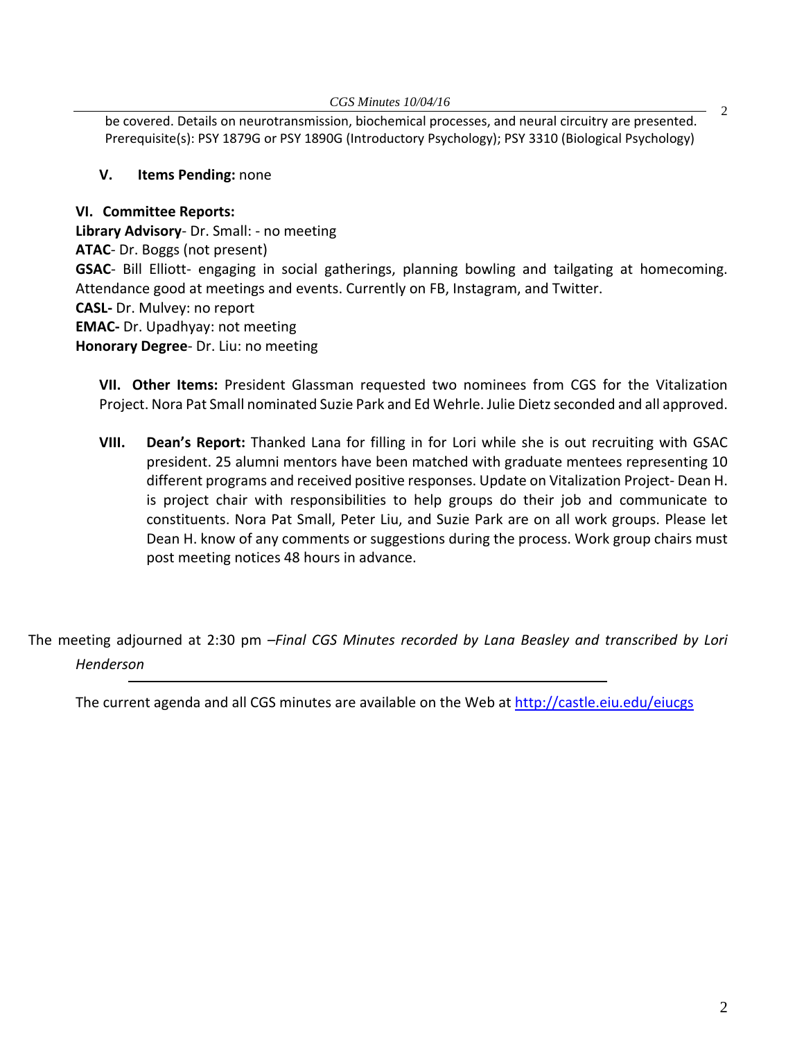be covered. Details on neurotransmission, biochemical processes, and neural circuitry are presented. Prerequisite(s): PSY 1879G or PSY 1890G (Introductory Psychology); PSY 3310 (Biological Psychology)

**V. Items Pending:** none

**VI. Committee Reports:**

**Library Advisory**- Dr. Small: - no meeting

**ATAC**- Dr. Boggs (not present)

**GSAC**- Bill Elliott- engaging in social gatherings, planning bowling and tailgating at homecoming. Attendance good at meetings and events. Currently on FB, Instagram, and Twitter.

**CASL-** Dr. Mulvey: no report

**EMAC-** Dr. Upadhyay: not meeting

**Honorary Degree**- Dr. Liu: no meeting

**VII. Other Items:** President Glassman requested two nominees from CGS for the Vitalization Project. Nora Pat Small nominated Suzie Park and Ed Wehrle. Julie Dietz seconded and all approved.

**VIII. Dean's Report:** Thanked Lana for filling in for Lori while she is out recruiting with GSAC president. 25 alumni mentors have been matched with graduate mentees representing 10 different programs and received positive responses. Update on Vitalization Project- Dean H. is project chair with responsibilities to help groups do their job and communicate to constituents. Nora Pat Small, Peter Liu, and Suzie Park are on all work groups. Please let Dean H. know of any comments or suggestions during the process. Work group chairs must post meeting notices 48 hours in advance.

The meeting adjourned at 2:30 pm –*Final CGS Minutes recorded by Lana Beasley and transcribed by Lori Henderson*

---

The current agenda and all CGS minutes are available on the Web at http://castle.eiu.edu/eiucgs